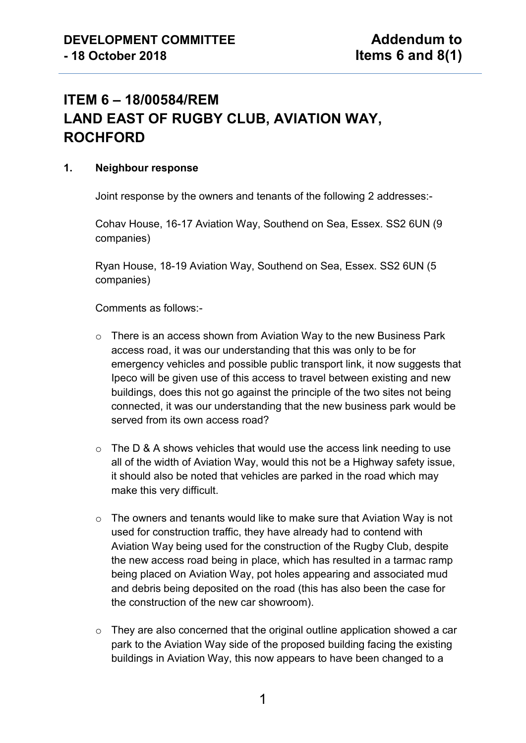**DEVELOPMENT COMMITTEE - 18 October 2018**

**Addendum to Items 6 and 8(1)**

# ITEM 6 – 18/00584/REM LAND EAST OF RUGBY CLUB, AVIATION WAY, ROCHFORD

**1. Neighbour response**

Joint response by the owners and tenants of the following 2 addresses:-

Cohav House, 16-17 Aviation Way, Southend on Sea, Essex. SS2 6UN (9 companies)

Ryan House, 18-19 Aviation Way, Southend on Sea, Essex. SS2 6UN (5 companies)

Comments as follows:-

- There is an access shown from Aviation Way to the new Business Park access road, it was our understanding that this was only to be for emergency vehicles and possible public transport link, it now suggests that Ipeco will be given use of this access to travel between existing and new buildings, does this not go against the principle of the two sites not being connected, it was our understanding that the new business park would be served from its own access road?

- The D & A shows vehicles that would use the access link needing to use all of the width of Aviation Way, would this not be a Highway safety issue, it should also be noted that vehicles are parked in the road which may make this very difficult.

- The owners and tenants would like to make sure that Aviation Way is not used for construction traffic, they have already had to contend with Aviation Way being used for the construction of the Rugby Club, despite the new access road being in place, which has resulted in a tarmac ramp being placed on Aviation Way, pot holes appearing and associated mud and debris being deposited on the road (this has also been the case for the construction of the new car showroom).

- They are also concerned that the original outline application showed a car park to the Aviation Way side of the proposed building facing the existing buildings in Aviation Way, this now appears to have been changed to a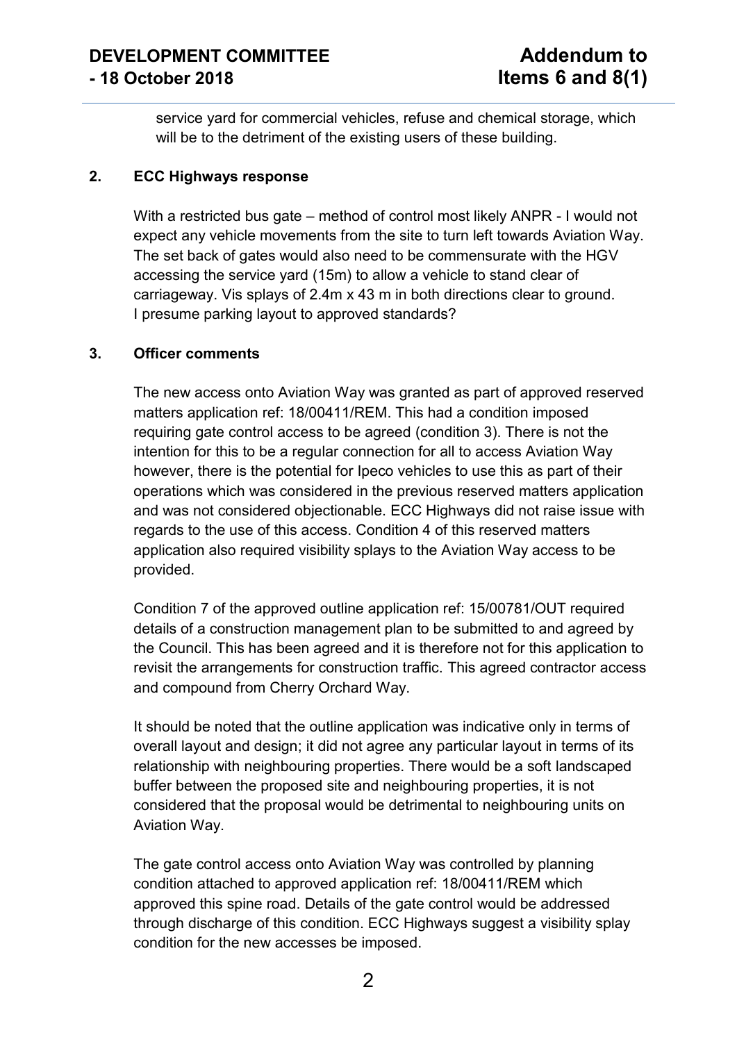service yard for commercial vehicles, refuse and chemical storage, which will be to the detriment of the existing users of these building.

## 2. ECC Highways response

With a restricted bus gate – method of control most likely ANPR - I would not expect any vehicle movements from the site to turn left towards Aviation Way. The set back of gates would also need to be commensurate with the HGV accessing the service yard (15m) to allow a vehicle to stand clear of carriageway. Vis splays of 2.4m x 43 m in both directions clear to ground. I presume parking layout to approved standards?

## 3. Officer comments

The new access onto Aviation Way was granted as part of approved reserved matters application ref: 18/00411/REM. This had a condition imposed requiring gate control access to be agreed (condition 3). There is not the intention for this to be a regular connection for all to access Aviation Way however, there is the potential for Ipeco vehicles to use this as part of their operations which was considered in the previous reserved matters application and was not considered objectionable. ECC Highways did not raise issue with regards to the use of this access. Condition 4 of this reserved matters application also required visibility splays to the Aviation Way access to be provided.

Condition 7 of the approved outline application ref: 15/00781/OUT required details of a construction management plan to be submitted to and agreed by the Council. This has been agreed and it is therefore not for this application to revisit the arrangements for construction traffic. This agreed contractor access and compound from Cherry Orchard Way.

It should be noted that the outline application was indicative only in terms of overall layout and design; it did not agree any particular layout in terms of its relationship with neighbouring properties. There would be a soft landscaped buffer between the proposed site and neighbouring properties, it is not considered that the proposal would be detrimental to neighbouring units on Aviation Way.

The gate control access onto Aviation Way was controlled by planning condition attached to approved application ref: 18/00411/REM which approved this spine road. Details of the gate control would be addressed through discharge of this condition. ECC Highways suggest a visibility splay condition for the new accesses be imposed.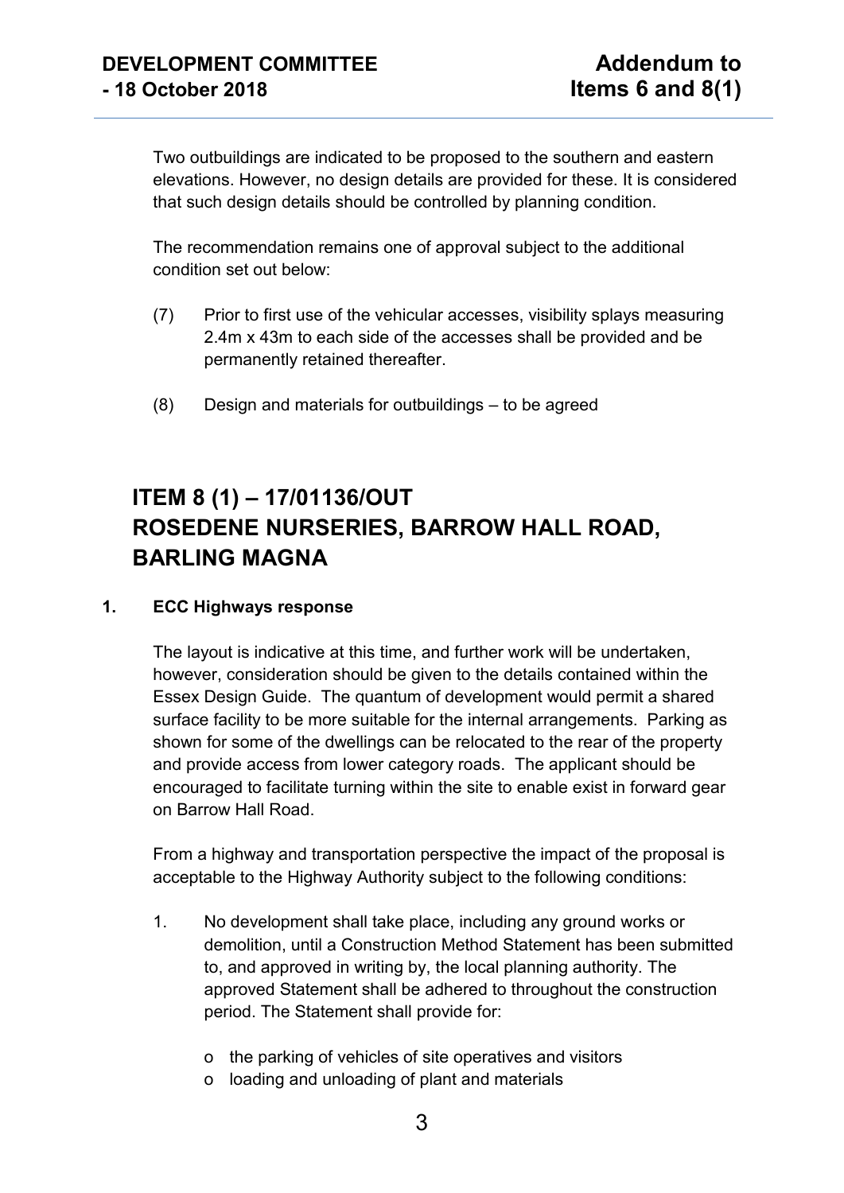Two outbuildings are indicated to be proposed to the southern and eastern elevations. However, no design details are provided for these. It is considered that such design details should be controlled by planning condition.

The recommendation remains one of approval subject to the additional condition set out below:

(7) Prior to first use of the vehicular accesses, visibility splays measuring 2.4m x 43m to each side of the accesses shall be provided and be permanently retained thereafter.

(8) Design and materials for outbuildings – to be agreed

# ITEM 8 (1) – 17/01136/OUT ROSEDENE NURSERIES, BARROW HALL ROAD, BARLING MAGNA

## 1. ECC Highways response

The layout is indicative at this time, and further work will be undertaken, however, consideration should be given to the details contained within the Essex Design Guide. The quantum of development would permit a shared surface facility to be more suitable for the internal arrangements. Parking as shown for some of the dwellings can be relocated to the rear of the property and provide access from lower category roads. The applicant should be encouraged to facilitate turning within the site to enable exist in forward gear on Barrow Hall Road.

From a highway and transportation perspective the impact of the proposal is acceptable to the Highway Authority subject to the following conditions:

1. No development shall take place, including any ground works or demolition, until a Construction Method Statement has been submitted to, and approved in writing by, the local planning authority. The approved Statement shall be adhered to throughout the construction period. The Statement shall provide for:

   - the parking of vehicles of site operatives and visitors
   - loading and unloading of plant and materials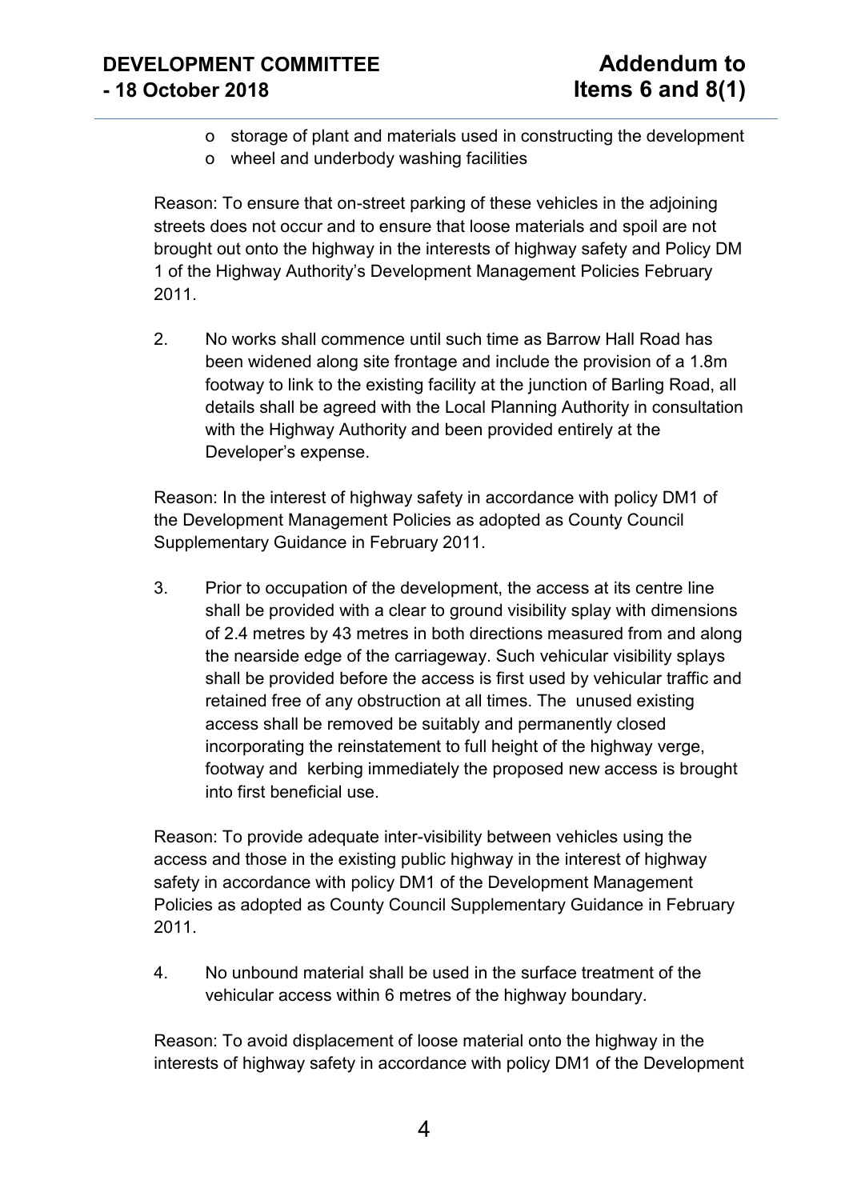- storage of plant and materials used in constructing the development
- wheel and underbody washing facilities

Reason: To ensure that on-street parking of these vehicles in the adjoining streets does not occur and to ensure that loose materials and spoil are not brought out onto the highway in the interests of highway safety and Policy DM 1 of the Highway Authority's Development Management Policies February 2011.

2. No works shall commence until such time as Barrow Hall Road has been widened along site frontage and include the provision of a 1.8m footway to link to the existing facility at the junction of Barling Road, all details shall be agreed with the Local Planning Authority in consultation with the Highway Authority and been provided entirely at the Developer's expense.

Reason: In the interest of highway safety in accordance with policy DM1 of the Development Management Policies as adopted as County Council Supplementary Guidance in February 2011.

3. Prior to occupation of the development, the access at its centre line shall be provided with a clear to ground visibility splay with dimensions of 2.4 metres by 43 metres in both directions measured from and along the nearside edge of the carriageway. Such vehicular visibility splays shall be provided before the access is first used by vehicular traffic and retained free of any obstruction at all times. The unused existing access shall be removed be suitably and permanently closed incorporating the reinstatement to full height of the highway verge, footway and kerbing immediately the proposed new access is brought into first beneficial use.

Reason: To provide adequate inter-visibility between vehicles using the access and those in the existing public highway in the interest of highway safety in accordance with policy DM1 of the Development Management Policies as adopted as County Council Supplementary Guidance in February 2011.

4. No unbound material shall be used in the surface treatment of the vehicular access within 6 metres of the highway boundary.

Reason: To avoid displacement of loose material onto the highway in the interests of highway safety in accordance with policy DM1 of the Development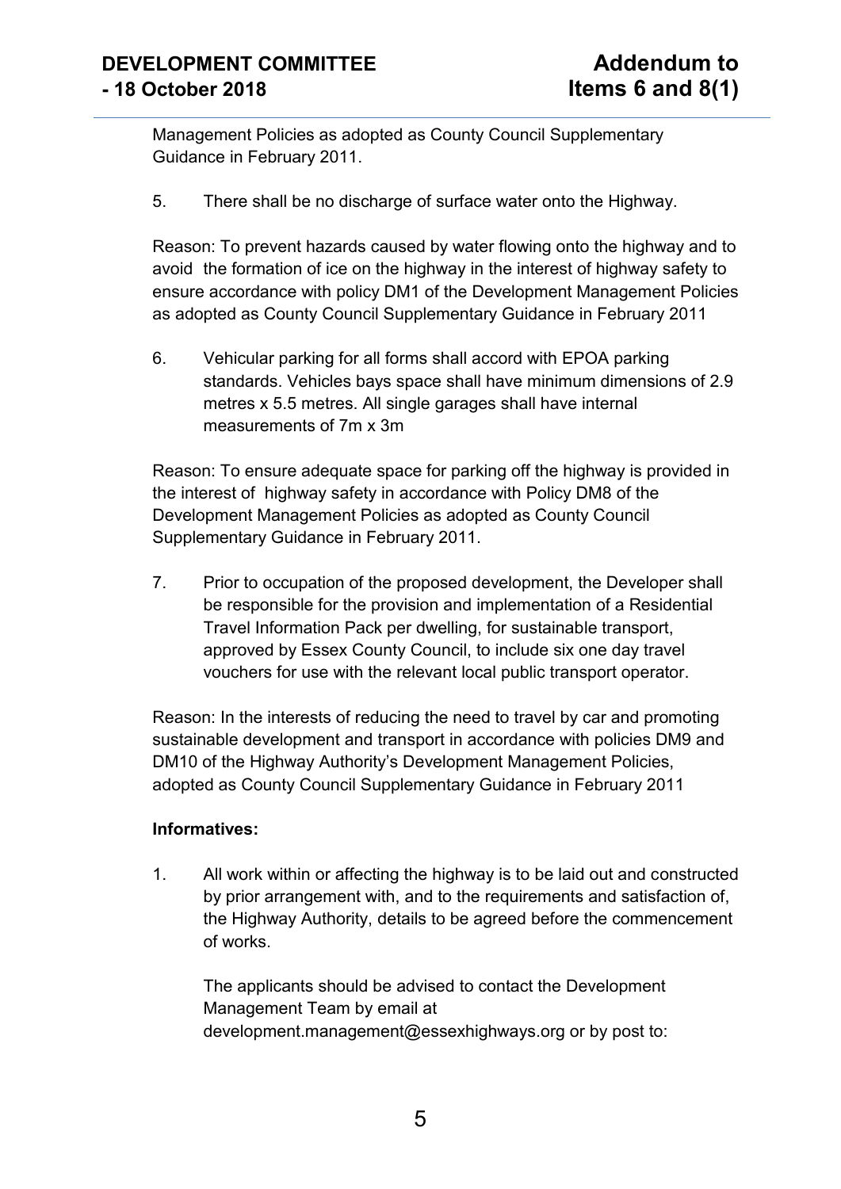Management Policies as adopted as County Council Supplementary Guidance in February 2011.

5. There shall be no discharge of surface water onto the Highway.

Reason: To prevent hazards caused by water flowing onto the highway and to avoid the formation of ice on the highway in the interest of highway safety to ensure accordance with policy DM1 of the Development Management Policies as adopted as County Council Supplementary Guidance in February 2011

6. Vehicular parking for all forms shall accord with EPOA parking standards. Vehicles bays space shall have minimum dimensions of 2.9 metres x 5.5 metres. All single garages shall have internal measurements of 7m x 3m

Reason: To ensure adequate space for parking off the highway is provided in the interest of highway safety in accordance with Policy DM8 of the Development Management Policies as adopted as County Council Supplementary Guidance in February 2011.

7. Prior to occupation of the proposed development, the Developer shall be responsible for the provision and implementation of a Residential Travel Information Pack per dwelling, for sustainable transport, approved by Essex County Council, to include six one day travel vouchers for use with the relevant local public transport operator.

Reason: In the interests of reducing the need to travel by car and promoting sustainable development and transport in accordance with policies DM9 and DM10 of the Highway Authority's Development Management Policies, adopted as County Council Supplementary Guidance in February 2011

**Informatives:**

1. All work within or affecting the highway is to be laid out and constructed by prior arrangement with, and to the requirements and satisfaction of, the Highway Authority, details to be agreed before the commencement of works.

   The applicants should be advised to contact the Development Management Team by email at development.management@essexhighways.org or by post to: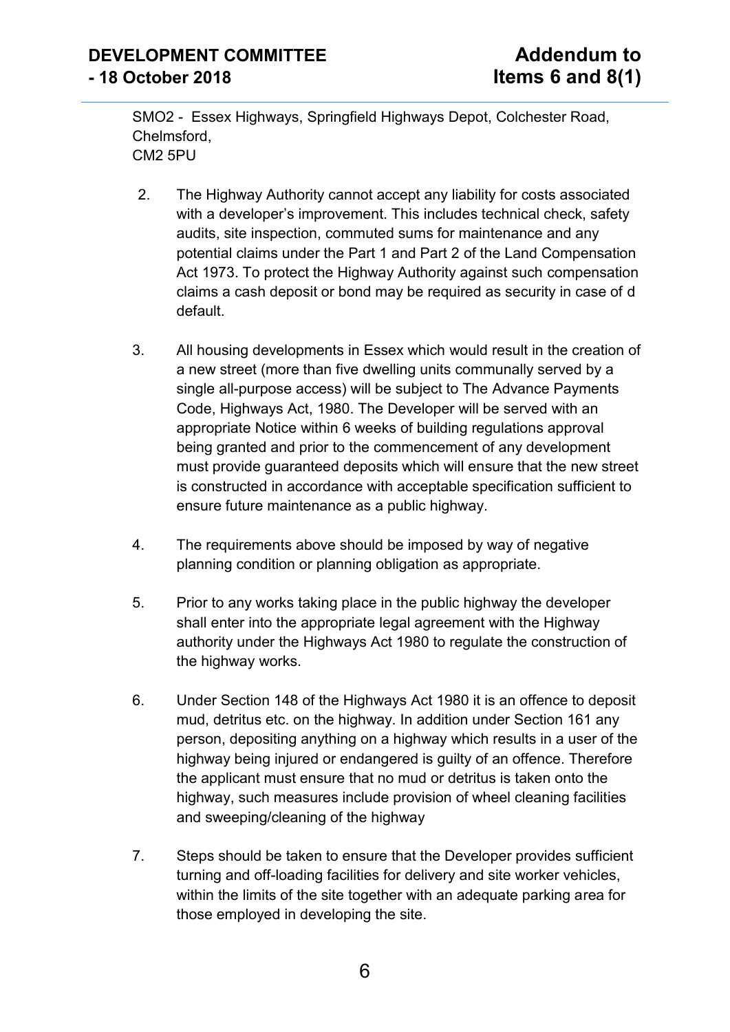SMO2 - Essex Highways, Springfield Highways Depot, Colchester Road, Chelmsford,
CM2 5PU

2. The Highway Authority cannot accept any liability for costs associated with a developer's improvement. This includes technical check, safety audits, site inspection, commuted sums for maintenance and any potential claims under the Part 1 and Part 2 of the Land Compensation Act 1973. To protect the Highway Authority against such compensation claims a cash deposit or bond may be required as security in case of d default.

3. All housing developments in Essex which would result in the creation of a new street (more than five dwelling units communally served by a single all-purpose access) will be subject to The Advance Payments Code, Highways Act, 1980. The Developer will be served with an appropriate Notice within 6 weeks of building regulations approval being granted and prior to the commencement of any development must provide guaranteed deposits which will ensure that the new street is constructed in accordance with acceptable specification sufficient to ensure future maintenance as a public highway.

4. The requirements above should be imposed by way of negative planning condition or planning obligation as appropriate.

5. Prior to any works taking place in the public highway the developer shall enter into the appropriate legal agreement with the Highway authority under the Highways Act 1980 to regulate the construction of the highway works.

6. Under Section 148 of the Highways Act 1980 it is an offence to deposit mud, detritus etc. on the highway. In addition under Section 161 any person, depositing anything on a highway which results in a user of the highway being injured or endangered is guilty of an offence. Therefore the applicant must ensure that no mud or detritus is taken onto the highway, such measures include provision of wheel cleaning facilities and sweeping/cleaning of the highway

7. Steps should be taken to ensure that the Developer provides sufficient turning and off-loading facilities for delivery and site worker vehicles, within the limits of the site together with an adequate parking area for those employed in developing the site.